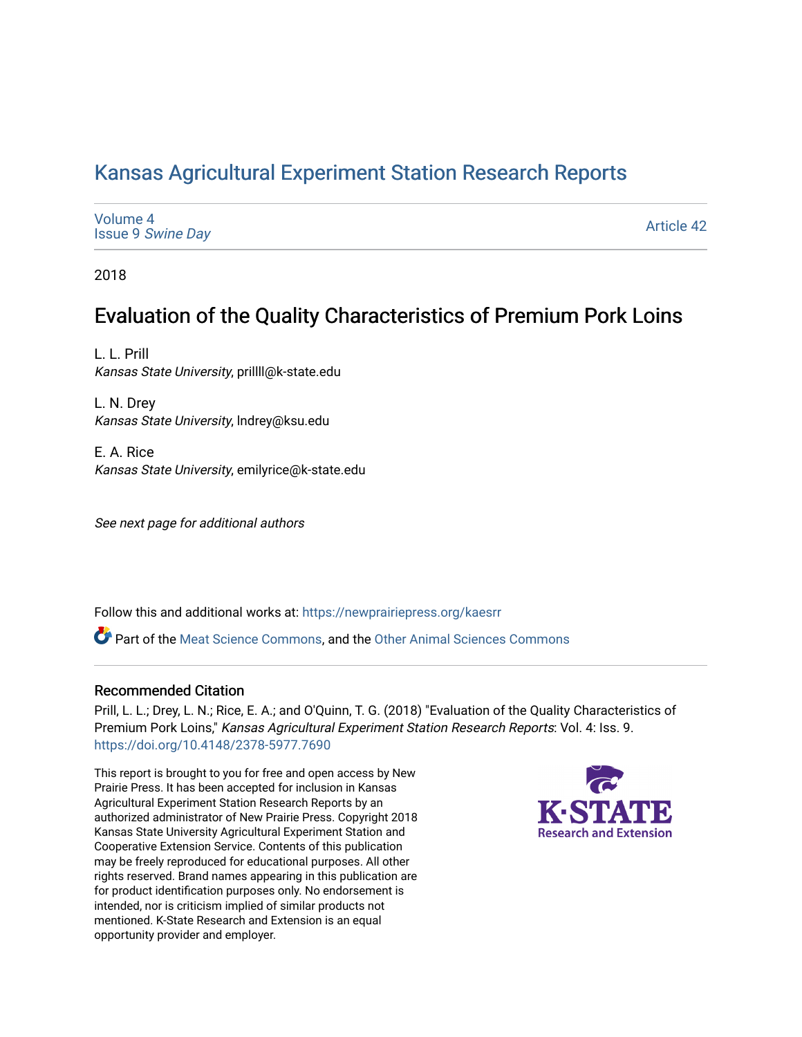# Kansas Agricultural Experiment Station Research Reports

Volume 4
Issue 9 *Swine Day*

Article 42

2018

## Evaluation of the Quality Characteristics of Premium Pork Loins

L. L. Prill
*Kansas State University*, prillll@k-state.edu

L. N. Drey
*Kansas State University*, lndrey@ksu.edu

E. A. Rice
*Kansas State University*, emilyrice@k-state.edu

*See next page for additional authors*

Follow this and additional works at: https://newprairiepress.org/kaesrr

Part of the Meat Science Commons, and the Other Animal Sciences Commons

### Recommended Citation

Prill, L. L.; Drey, L. N.; Rice, E. A.; and O'Quinn, T. G. (2018) "Evaluation of the Quality Characteristics of Premium Pork Loins," *Kansas Agricultural Experiment Station Research Reports*: Vol. 4: Iss. 9. https://doi.org/10.4148/2378-5977.7690

This report is brought to you for free and open access by New Prairie Press. It has been accepted for inclusion in Kansas Agricultural Experiment Station Research Reports by an authorized administrator of New Prairie Press. Copyright 2018 Kansas State University Agricultural Experiment Station and Cooperative Extension Service. Contents of this publication may be freely reproduced for educational purposes. All other rights reserved. Brand names appearing in this publication are for product identification purposes only. No endorsement is intended, nor is criticism implied of similar products not mentioned. K-State Research and Extension is an equal opportunity provider and employer.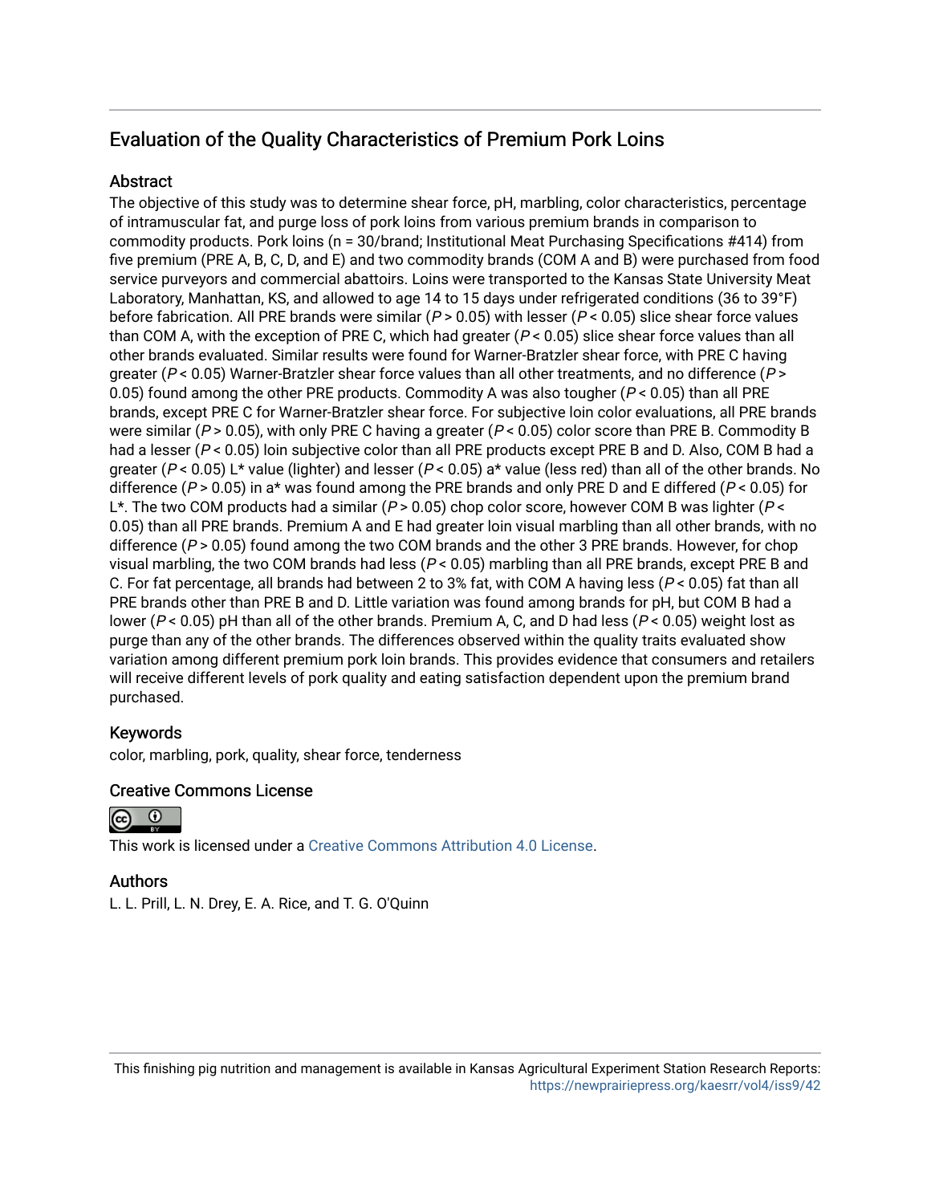## Evaluation of the Quality Characteristics of Premium Pork Loins

### Abstract

The objective of this study was to determine shear force, pH, marbling, color characteristics, percentage of intramuscular fat, and purge loss of pork loins from various premium brands in comparison to commodity products. Pork loins (n = 30/brand; Institutional Meat Purchasing Specifications #414) from five premium (PRE A, B, C, D, and E) and two commodity brands (COM A and B) were purchased from food service purveyors and commercial abattoirs. Loins were transported to the Kansas State University Meat Laboratory, Manhattan, KS, and allowed to age 14 to 15 days under refrigerated conditions (36 to 39°F) before fabrication. All PRE brands were similar ($P > 0.05$) with lesser ($P < 0.05$) slice shear force values than COM A, with the exception of PRE C, which had greater ($P < 0.05$) slice shear force values than all other brands evaluated. Similar results were found for Warner-Bratzler shear force, with PRE C having greater ($P < 0.05$) Warner-Bratzler shear force values than all other treatments, and no difference ($P > 0.05$) found among the other PRE products. Commodity A was also tougher ($P < 0.05$) than all PRE brands, except PRE C for Warner-Bratzler shear force. For subjective loin color evaluations, all PRE brands were similar ($P > 0.05$), with only PRE C having a greater ($P < 0.05$) color score than PRE B. Commodity B had a lesser ($P < 0.05$) loin subjective color than all PRE products except PRE B and D. Also, COM B had a greater ($P < 0.05$) L* value (lighter) and lesser ($P < 0.05$) a* value (less red) than all of the other brands. No difference ($P > 0.05$) in a* was found among the PRE brands and only PRE D and E differed ($P < 0.05$) for L*. The two COM products had a similar ($P > 0.05$) chop color score, however COM B was lighter ($P < 0.05$) than all PRE brands. Premium A and E had greater loin visual marbling than all other brands, with no difference ($P > 0.05$) found among the two COM brands and the other 3 PRE brands. However, for chop visual marbling, the two COM brands had less ($P < 0.05$) marbling than all PRE brands, except PRE B and C. For fat percentage, all brands had between 2 to 3% fat, with COM A having less ($P < 0.05$) fat than all PRE brands other than PRE B and D. Little variation was found among brands for pH, but COM B had a lower ($P < 0.05$) pH than all of the other brands. Premium A, C, and D had less ($P < 0.05$) weight lost as purge than any of the other brands. The differences observed within the quality traits evaluated show variation among different premium pork loin brands. This provides evidence that consumers and retailers will receive different levels of pork quality and eating satisfaction dependent upon the premium brand purchased.

### Keywords

color, marbling, pork, quality, shear force, tenderness

### Creative Commons License

This work is licensed under a Creative Commons Attribution 4.0 License.

### Authors

L. L. Prill, L. N. Drey, E. A. Rice, and T. G. O'Quinn

This finishing pig nutrition and management is available in Kansas Agricultural Experiment Station Research Reports: https://newprairiepress.org/kaesrr/vol4/iss9/42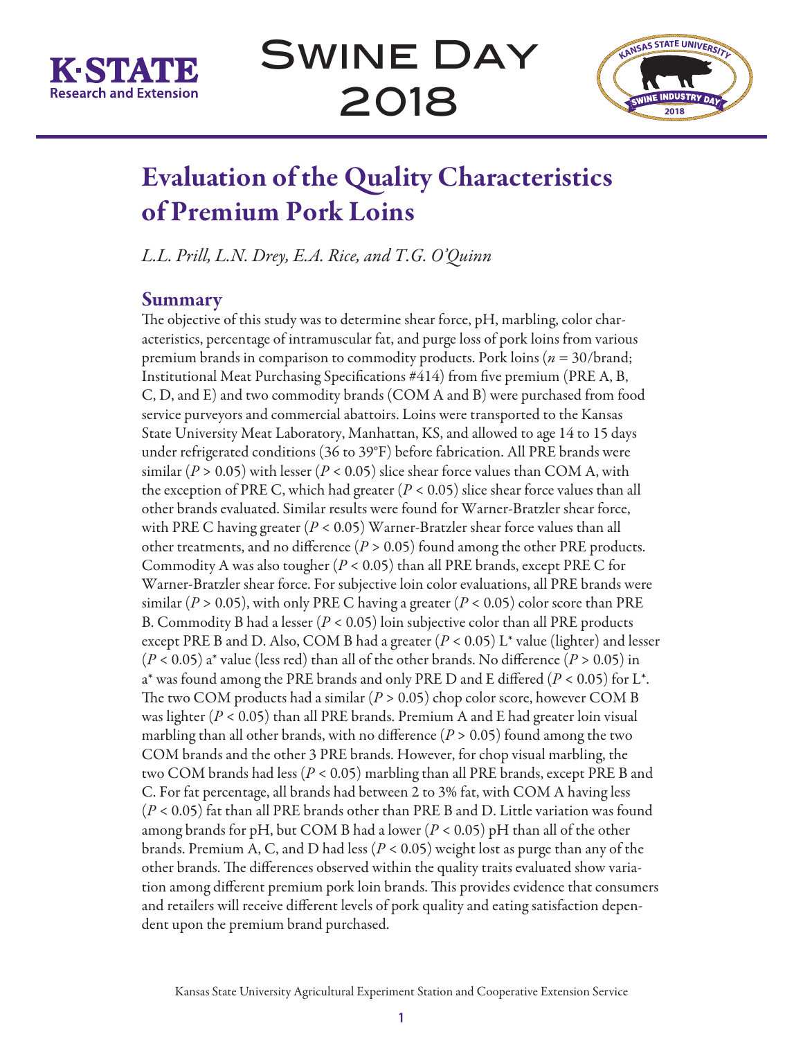# Evaluation of the Quality Characteristics of Premium Pork Loins

*L.L. Prill, L.N. Drey, E.A. Rice, and T.G. O'Quinn*

## Summary

The objective of this study was to determine shear force, pH, marbling, color characteristics, percentage of intramuscular fat, and purge loss of pork loins from various premium brands in comparison to commodity products. Pork loins ($n$ = 30/brand; Institutional Meat Purchasing Specifications #414) from five premium (PRE A, B, C, D, and E) and two commodity brands (COM A and B) were purchased from food service purveyors and commercial abattoirs. Loins were transported to the Kansas State University Meat Laboratory, Manhattan, KS, and allowed to age 14 to 15 days under refrigerated conditions (36 to 39°F) before fabrication. All PRE brands were similar ($P > 0.05$) with lesser ($P < 0.05$) slice shear force values than COM A, with the exception of PRE C, which had greater ($P < 0.05$) slice shear force values than all other brands evaluated. Similar results were found for Warner-Bratzler shear force, with PRE C having greater ($P < 0.05$) Warner-Bratzler shear force values than all other treatments, and no difference ($P > 0.05$) found among the other PRE products. Commodity A was also tougher ($P < 0.05$) than all PRE brands, except PRE C for Warner-Bratzler shear force. For subjective loin color evaluations, all PRE brands were similar ($P > 0.05$), with only PRE C having a greater ($P < 0.05$) color score than PRE B. Commodity B had a lesser ($P < 0.05$) loin subjective color than all PRE products except PRE B and D. Also, COM B had a greater ($P < 0.05$) $L^*$ value (lighter) and lesser ($P < 0.05$) $a^*$ value (less red) than all of the other brands. No difference ($P > 0.05$) in $a^*$ was found among the PRE brands and only PRE D and E differed ($P < 0.05$) for $L^*$. The two COM products had a similar ($P > 0.05$) chop color score, however COM B was lighter ($P < 0.05$) than all PRE brands. Premium A and E had greater loin visual marbling than all other brands, with no difference ($P > 0.05$) found among the two COM brands and the other 3 PRE brands. However, for chop visual marbling, the two COM brands had less ($P < 0.05$) marbling than all PRE brands, except PRE B and C. For fat percentage, all brands had between 2 to 3% fat, with COM A having less ($P < 0.05$) fat than all PRE brands other than PRE B and D. Little variation was found among brands for pH, but COM B had a lower ($P < 0.05$) pH than all of the other brands. Premium A, C, and D had less ($P < 0.05$) weight lost as purge than any of the other brands. The differences observed within the quality traits evaluated show variation among different premium pork loin brands. This provides evidence that consumers and retailers will receive different levels of pork quality and eating satisfaction dependent upon the premium brand purchased.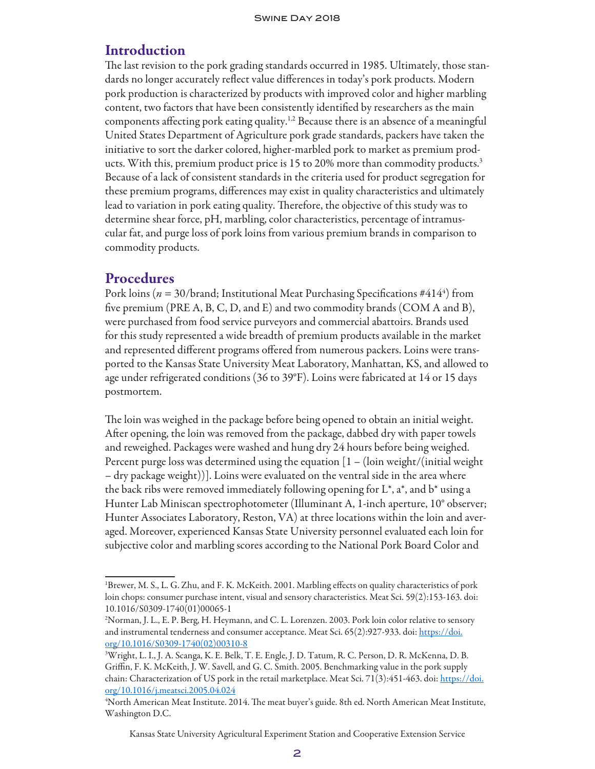## Introduction

The last revision to the pork grading standards occurred in 1985. Ultimately, those standards no longer accurately reflect value differences in today's pork products. Modern pork production is characterized by products with improved color and higher marbling content, two factors that have been consistently identified by researchers as the main components affecting pork eating quality.[1,2] Because there is an absence of a meaningful United States Department of Agriculture pork grade standards, packers have taken the initiative to sort the darker colored, higher-marbled pork to market as premium products. With this, premium product price is 15 to 20% more than commodity products.[3] Because of a lack of consistent standards in the criteria used for product segregation for these premium programs, differences may exist in quality characteristics and ultimately lead to variation in pork eating quality. Therefore, the objective of this study was to determine shear force, pH, marbling, color characteristics, percentage of intramuscular fat, and purge loss of pork loins from various premium brands in comparison to commodity products.

## Procedures

Pork loins ($n$ = 30/brand; Institutional Meat Purchasing Specifications #414[4]) from five premium (PRE A, B, C, D, and E) and two commodity brands (COM A and B), were purchased from food service purveyors and commercial abattoirs. Brands used for this study represented a wide breadth of premium products available in the market and represented different programs offered from numerous packers. Loins were transported to the Kansas State University Meat Laboratory, Manhattan, KS, and allowed to age under refrigerated conditions (36 to 39°F). Loins were fabricated at 14 or 15 days postmortem.

The loin was weighed in the package before being opened to obtain an initial weight. After opening, the loin was removed from the package, dabbed dry with paper towels and reweighed. Packages were washed and hung dry 24 hours before being weighed. Percent purge loss was determined using the equation [1 – (loin weight/(initial weight – dry package weight))]. Loins were evaluated on the ventral side in the area where the back ribs were removed immediately following opening for L*, a*, and b* using a Hunter Lab Miniscan spectrophotometer (Illuminant A, 1-inch aperture, 10° observer; Hunter Associates Laboratory, Reston, VA) at three locations within the loin and averaged. Moreover, experienced Kansas State University personnel evaluated each loin for subjective color and marbling scores according to the National Pork Board Color and

---

[1] Brewer, M. S., L. G. Zhu, and F. K. McKeith. 2001. Marbling effects on quality characteristics of pork loin chops: consumer purchase intent, visual and sensory characteristics. Meat Sci. 59(2):153-163. doi: 10.1016/S0309-1740(01)00065-1

[2] Norman, J. L., E. P. Berg, H. Heymann, and C. L. Lorenzen. 2003. Pork loin color relative to sensory and instrumental tenderness and consumer acceptance. Meat Sci. 65(2):927-933. doi: https://doi.org/10.1016/S0309-1740(02)00310-8

[3] Wright, L. I., J. A. Scanga, K. E. Belk, T. E. Engle, J. D. Tatum, R. C. Person, D. R. McKenna, D. B. Griffin, F. K. McKeith, J. W. Savell, and G. C. Smith. 2005. Benchmarking value in the pork supply chain: Characterization of US pork in the retail marketplace. Meat Sci. 71(3):451-463. doi: https://doi.org/10.1016/j.meatsci.2005.04.024

[4] North American Meat Institute. 2014. The meat buyer's guide. 8th ed. North American Meat Institute, Washington D.C.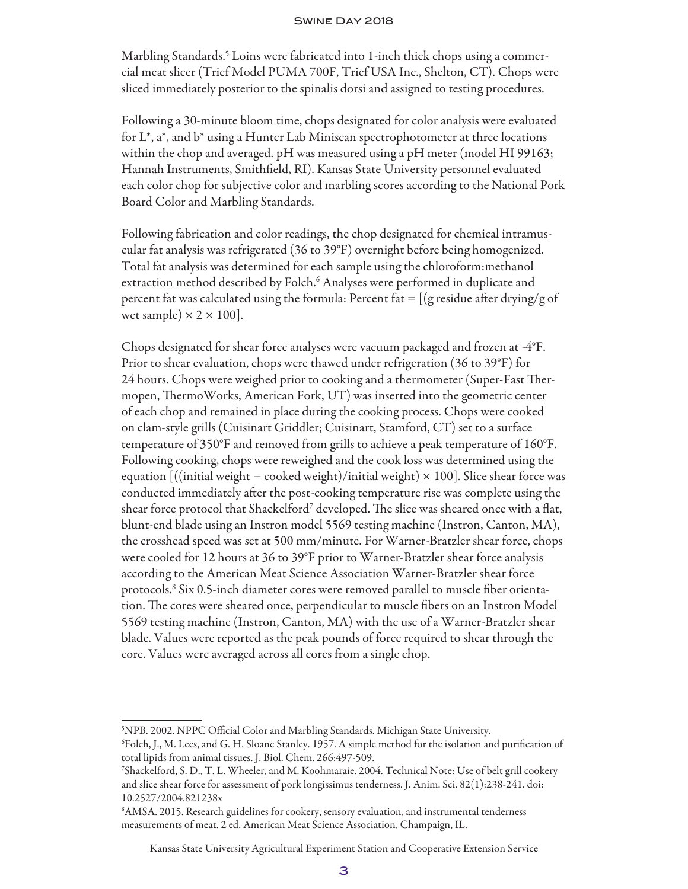Marbling Standards.[5] Loins were fabricated into 1-inch thick chops using a commercial meat slicer (Trief Model PUMA 700F, Trief USA Inc., Shelton, CT). Chops were sliced immediately posterior to the spinalis dorsi and assigned to testing procedures.

Following a 30-minute bloom time, chops designated for color analysis were evaluated for L*, a*, and b* using a Hunter Lab Miniscan spectrophotometer at three locations within the chop and averaged. pH was measured using a pH meter (model HI 99163; Hannah Instruments, Smithfield, RI). Kansas State University personnel evaluated each color chop for subjective color and marbling scores according to the National Pork Board Color and Marbling Standards.

Following fabrication and color readings, the chop designated for chemical intramuscular fat analysis was refrigerated (36 to 39°F) overnight before being homogenized. Total fat analysis was determined for each sample using the chloroform:methanol extraction method described by Folch.[6] Analyses were performed in duplicate and percent fat was calculated using the formula: Percent fat = [(g residue after drying/g of wet sample) × 2 × 100].

Chops designated for shear force analyses were vacuum packaged and frozen at -4°F. Prior to shear evaluation, chops were thawed under refrigeration (36 to 39°F) for 24 hours. Chops were weighed prior to cooking and a thermometer (Super-Fast Thermopen, ThermoWorks, American Fork, UT) was inserted into the geometric center of each chop and remained in place during the cooking process. Chops were cooked on clam-style grills (Cuisinart Griddler; Cuisinart, Stamford, CT) set to a surface temperature of 350°F and removed from grills to achieve a peak temperature of 160°F. Following cooking, chops were reweighed and the cook loss was determined using the equation [((initial weight – cooked weight)/initial weight) × 100]. Slice shear force was conducted immediately after the post-cooking temperature rise was complete using the shear force protocol that Shackelford[7] developed. The slice was sheared once with a flat, blunt-end blade using an Instron model 5569 testing machine (Instron, Canton, MA), the crosshead speed was set at 500 mm/minute. For Warner-Bratzler shear force, chops were cooled for 12 hours at 36 to 39°F prior to Warner-Bratzler shear force analysis according to the American Meat Science Association Warner-Bratzler shear force protocols.[8] Six 0.5-inch diameter cores were removed parallel to muscle fiber orientation. The cores were sheared once, perpendicular to muscle fibers on an Instron Model 5569 testing machine (Instron, Canton, MA) with the use of a Warner-Bratzler shear blade. Values were reported as the peak pounds of force required to shear through the core. Values were averaged across all cores from a single chop.

---

[5]NPB. 2002. NPPC Official Color and Marbling Standards. Michigan State University.

[6]Folch, J., M. Lees, and G. H. Sloane Stanley. 1957. A simple method for the isolation and purification of total lipids from animal tissues. J. Biol. Chem. 266:497-509.

[7]Shackelford, S. D., T. L. Wheeler, and M. Koohmaraie. 2004. Technical Note: Use of belt grill cookery and slice shear force for assessment of pork longissimus tenderness. J. Anim. Sci. 82(1):238-241. doi: 10.2527/2004.821238x

[8]AMSA. 2015. Research guidelines for cookery, sensory evaluation, and instrumental tenderness measurements of meat. 2 ed. American Meat Science Association, Champaign, IL.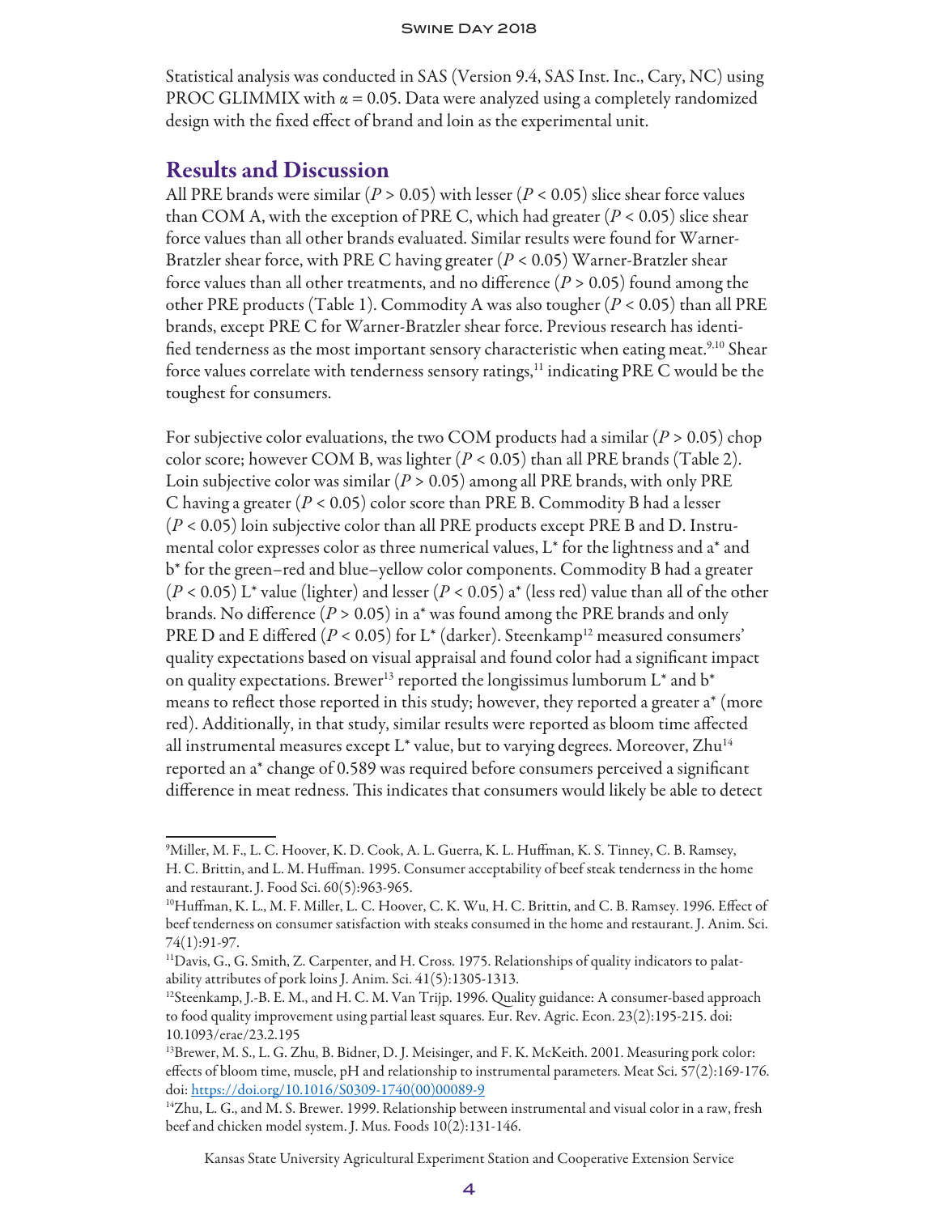Statistical analysis was conducted in SAS (Version 9.4, SAS Inst. Inc., Cary, NC) using PROC GLIMMIX with $\alpha = 0.05$. Data were analyzed using a completely randomized design with the fixed effect of brand and loin as the experimental unit.

## Results and Discussion

All PRE brands were similar ($P > 0.05$) with lesser ($P < 0.05$) slice shear force values than COM A, with the exception of PRE C, which had greater ($P < 0.05$) slice shear force values than all other brands evaluated. Similar results were found for Warner-Bratzler shear force, with PRE C having greater ($P < 0.05$) Warner-Bratzler shear force values than all other treatments, and no difference ($P > 0.05$) found among the other PRE products (Table 1). Commodity A was also tougher ($P < 0.05$) than all PRE brands, except PRE C for Warner-Bratzler shear force. Previous research has identified tenderness as the most important sensory characteristic when eating meat.[9,10] Shear force values correlate with tenderness sensory ratings,[11] indicating PRE C would be the toughest for consumers.

For subjective color evaluations, the two COM products had a similar ($P > 0.05$) chop color score; however COM B, was lighter ($P < 0.05$) than all PRE brands (Table 2). Loin subjective color was similar ($P > 0.05$) among all PRE brands, with only PRE C having a greater ($P < 0.05$) color score than PRE B. Commodity B had a lesser ($P < 0.05$) loin subjective color than all PRE products except PRE B and D. Instrumental color expresses color as three numerical values, $L^*$ for the lightness and $a^*$ and $b^*$ for the green–red and blue–yellow color components. Commodity B had a greater ($P < 0.05$) $L^*$ value (lighter) and lesser ($P < 0.05$) $a^*$ (less red) value than all of the other brands. No difference ($P > 0.05$) in $a^*$ was found among the PRE brands and only PRE D and E differed ($P < 0.05$) for $L^*$ (darker). Steenkamp[12] measured consumers' quality expectations based on visual appraisal and found color had a significant impact on quality expectations. Brewer[13] reported the longissimus lumborum $L^*$ and $b^*$ means to reflect those reported in this study; however, they reported a greater $a^*$ (more red). Additionally, in that study, similar results were reported as bloom time affected all instrumental measures except $L^*$ value, but to varying degrees. Moreover, Zhu[14] reported an $a^*$ change of 0.589 was required before consumers perceived a significant difference in meat redness. This indicates that consumers would likely be able to detect

---

[9]Miller, M. F., L. C. Hoover, K. D. Cook, A. L. Guerra, K. L. Huffman, K. S. Tinney, C. B. Ramsey, H. C. Brittin, and L. M. Huffman. 1995. Consumer acceptability of beef steak tenderness in the home and restaurant. J. Food Sci. 60(5):963-965.

[10]Huffman, K. L., M. F. Miller, L. C. Hoover, C. K. Wu, H. C. Brittin, and C. B. Ramsey. 1996. Effect of beef tenderness on consumer satisfaction with steaks consumed in the home and restaurant. J. Anim. Sci. 74(1):91-97.

[11]Davis, G., G. Smith, Z. Carpenter, and H. Cross. 1975. Relationships of quality indicators to palatability attributes of pork loins J. Anim. Sci. 41(5):1305-1313.

[12]Steenkamp, J.-B. E. M., and H. C. M. Van Trijp. 1996. Quality guidance: A consumer-based approach to food quality improvement using partial least squares. Eur. Rev. Agric. Econ. 23(2):195-215. doi: 10.1093/erae/23.2.195

[13]Brewer, M. S., L. G. Zhu, B. Bidner, D. J. Meisinger, and F. K. McKeith. 2001. Measuring pork color: effects of bloom time, muscle, pH and relationship to instrumental parameters. Meat Sci. 57(2):169-176. doi: https://doi.org/10.1016/S0309-1740(00)00089-9

[14]Zhu, L. G., and M. S. Brewer. 1999. Relationship between instrumental and visual color in a raw, fresh beef and chicken model system. J. Mus. Foods 10(2):131-146.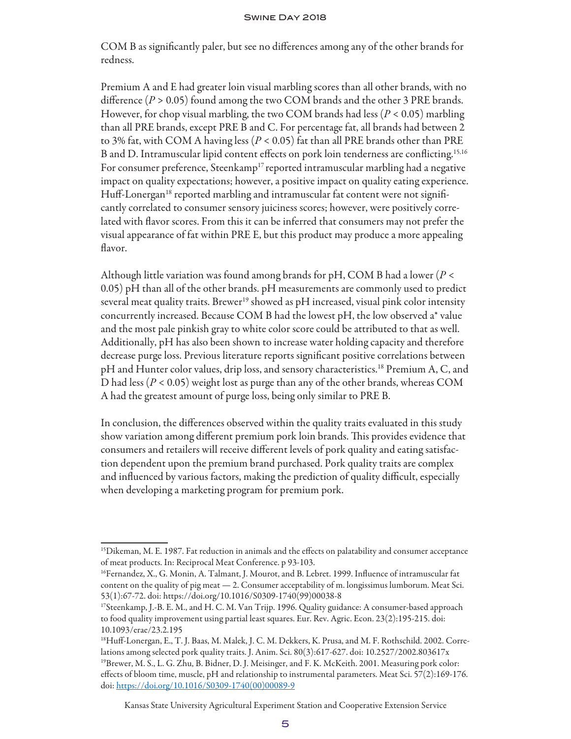COM B as significantly paler, but see no differences among any of the other brands for redness.

Premium A and E had greater loin visual marbling scores than all other brands, with no difference ($P > 0.05$) found among the two COM brands and the other 3 PRE brands. However, for chop visual marbling, the two COM brands had less ($P < 0.05$) marbling than all PRE brands, except PRE B and C. For percentage fat, all brands had between 2 to 3% fat, with COM A having less ($P < 0.05$) fat than all PRE brands other than PRE B and D. Intramuscular lipid content effects on pork loin tenderness are conflicting.[15,16] For consumer preference, Steenkamp[17] reported intramuscular marbling had a negative impact on quality expectations; however, a positive impact on quality eating experience. Huff-Lonergan[18] reported marbling and intramuscular fat content were not significantly correlated to consumer sensory juiciness scores; however, were positively correlated with flavor scores. From this it can be inferred that consumers may not prefer the visual appearance of fat within PRE E, but this product may produce a more appealing flavor.

Although little variation was found among brands for pH, COM B had a lower ($P < 0.05$) pH than all of the other brands. pH measurements are commonly used to predict several meat quality traits. Brewer[19] showed as pH increased, visual pink color intensity concurrently increased. Because COM B had the lowest pH, the low observed $a^*$ value and the most pale pinkish gray to white color score could be attributed to that as well. Additionally, pH has also been shown to increase water holding capacity and therefore decrease purge loss. Previous literature reports significant positive correlations between pH and Hunter color values, drip loss, and sensory characteristics.[18] Premium A, C, and D had less ($P < 0.05$) weight lost as purge than any of the other brands, whereas COM A had the greatest amount of purge loss, being only similar to PRE B.

In conclusion, the differences observed within the quality traits evaluated in this study show variation among different premium pork loin brands. This provides evidence that consumers and retailers will receive different levels of pork quality and eating satisfaction dependent upon the premium brand purchased. Pork quality traits are complex and influenced by various factors, making the prediction of quality difficult, especially when developing a marketing program for premium pork.

---

[15] Dikeman, M. E. 1987. Fat reduction in animals and the effects on palatability and consumer acceptance of meat products. In: Reciprocal Meat Conference. p 93-103.

[16] Fernandez, X., G. Monin, A. Talmant, J. Mourot, and B. Lebret. 1999. Influence of intramuscular fat content on the quality of pig meat — 2. Consumer acceptability of m. longissimus lumborum. Meat Sci. 53(1):67-72. doi: https://doi.org/10.1016/S0309-1740(99)00038-8

[17] Steenkamp, J.-B. E. M., and H. C. M. Van Trijp. 1996. Quality guidance: A consumer-based approach to food quality improvement using partial least squares. Eur. Rev. Agric. Econ. 23(2):195-215. doi: 10.1093/erae/23.2.195

[18] Huff-Lonergan, E., T. J. Baas, M. Malek, J. C. M. Dekkers, K. Prusa, and M. F. Rothschild. 2002. Correlations among selected pork quality traits. J. Anim. Sci. 80(3):617-627. doi: 10.2527/2002.803617x

[19] Brewer, M. S., L. G. Zhu, B. Bidner, D. J. Meisinger, and F. K. McKeith. 2001. Measuring pork color: effects of bloom time, muscle, pH and relationship to instrumental parameters. Meat Sci. 57(2):169-176. doi: https://doi.org/10.1016/S0309-1740(00)00089-9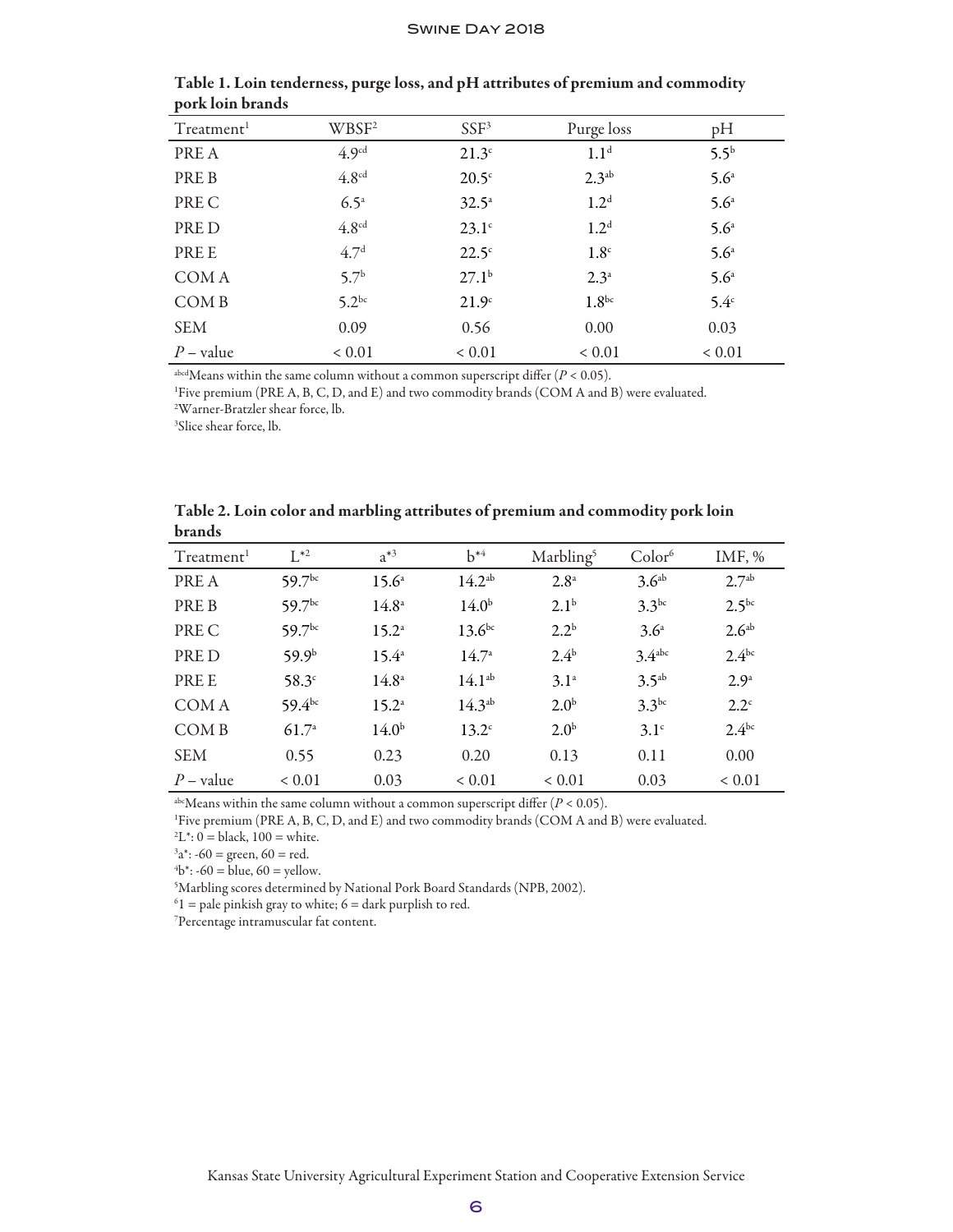**Table 1. Loin tenderness, purge loss, and pH attributes of premium and commodity pork loin brands**

| Treatment[1] | WBSF[2] | SSF[3] | Purge loss | pH |
|---|---|---|---|---|
| PRE A | 4.9[cd] | 21.3[c] | 1.1[d] | 5.5[b] |
| PRE B | 4.8[cd] | 20.5[c] | 2.3[ab] | 5.6[a] |
| PRE C | 6.5[a] | 32.5[a] | 1.2[d] | 5.6[a] |
| PRE D | 4.8[cd] | 23.1[c] | 1.2[d] | 5.6[a] |
| PRE E | 4.7[d] | 22.5[c] | 1.8[c] | 5.6[a] |
| COM A | 5.7[b] | 27.1[b] | 2.3[a] | 5.6[a] |
| COM B | 5.2[bc] | 21.9[c] | 1.8[bc] | 5.4[c] |
| SEM | 0.09 | 0.56 | 0.00 | 0.03 |
| $P$ – value | < 0.01 | < 0.01 | < 0.01 | < 0.01 |

[abcd]Means within the same column without a common superscript differ ($P < 0.05$).

[1]Five premium (PRE A, B, C, D, and E) and two commodity brands (COM A and B) were evaluated.

[2]Warner-Bratzler shear force, lb.

[3]Slice shear force, lb.

**Table 2. Loin color and marbling attributes of premium and commodity pork loin brands**

| Treatment[1] | L*[2] | a*[3] | b*[4] | Marbling[5] | Color[6] | IMF, % |
|---|---|---|---|---|---|---|
| PRE A | 59.7[bc] | 15.6[a] | 14.2[ab] | 2.8[a] | 3.6[ab] | 2.7[ab] |
| PRE B | 59.7[bc] | 14.8[a] | 14.0[b] | 2.1[b] | 3.3[bc] | 2.5[bc] |
| PRE C | 59.7[bc] | 15.2[a] | 13.6[bc] | 2.2[b] | 3.6[a] | 2.6[ab] |
| PRE D | 59.9[b] | 15.4[a] | 14.7[a] | 2.4[b] | 3.4[abc] | 2.4[bc] |
| PRE E | 58.3[c] | 14.8[a] | 14.1[ab] | 3.1[a] | 3.5[ab] | 2.9[a] |
| COM A | 59.4[bc] | 15.2[a] | 14.3[ab] | 2.0[b] | 3.3[bc] | 2.2[c] |
| COM B | 61.7[a] | 14.0[b] | 13.2[c] | 2.0[b] | 3.1[c] | 2.4[bc] |
| SEM | 0.55 | 0.23 | 0.20 | 0.13 | 0.11 | 0.00 |
| $P$ – value | < 0.01 | 0.03 | < 0.01 | < 0.01 | 0.03 | < 0.01 |

[abc]Means within the same column without a common superscript differ ($P < 0.05$).

[1]Five premium (PRE A, B, C, D, and E) and two commodity brands (COM A and B) were evaluated.

[2]L*: 0 = black, 100 = white.

[3]a*: -60 = green, 60 = red.

[4]b*: -60 = blue, 60 = yellow.

[5]Marbling scores determined by National Pork Board Standards (NPB, 2002).

[6]1 = pale pinkish gray to white; 6 = dark purplish to red.

[7]Percentage intramuscular fat content.